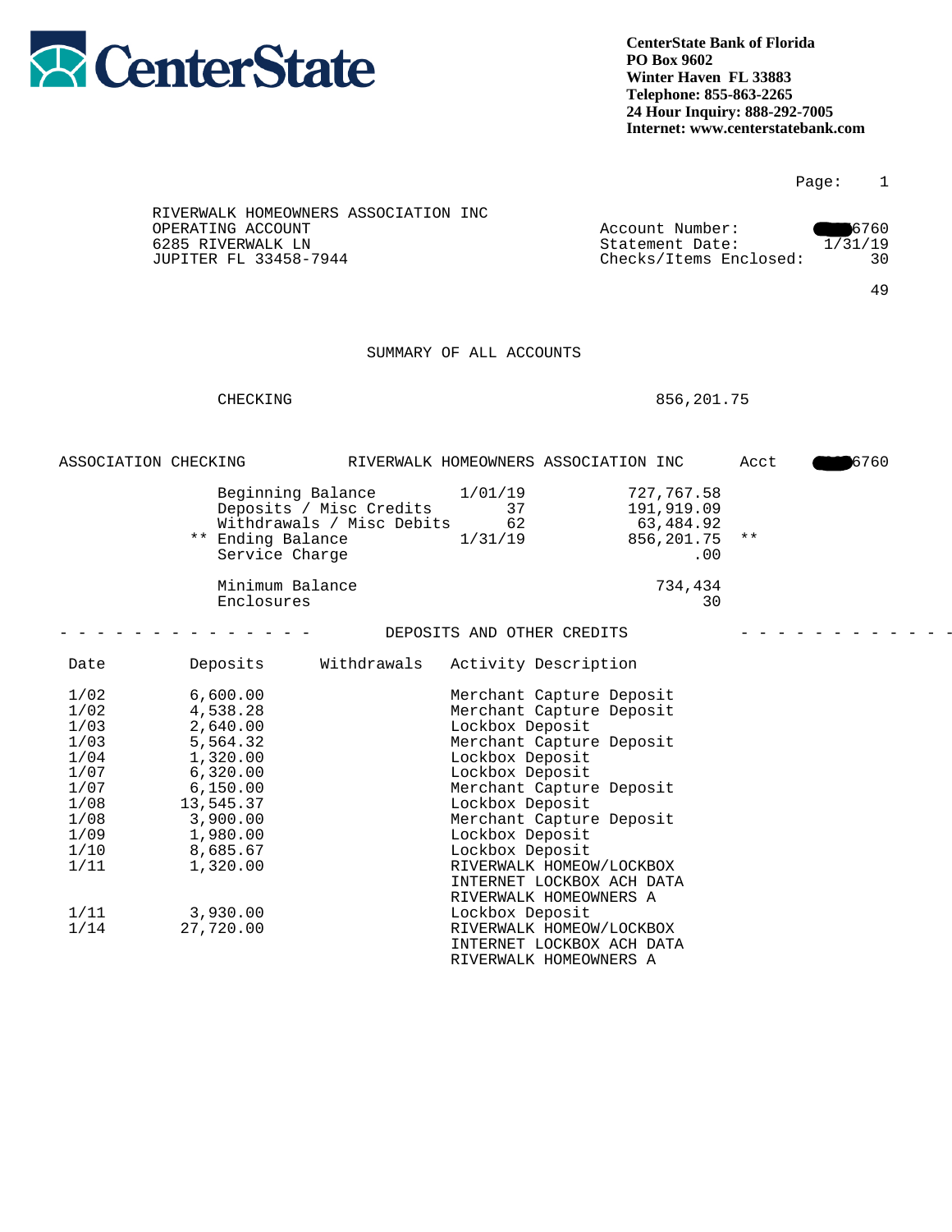**CenterState**

**CenterState Bank of Florida**
**PO Box 9602**
**Winter Haven FL 33883**
**Telephone: 855-863-2265**
**24 Hour Inquiry: 888-292-7005**
**Internet: www.centerstatebank.com**

Page: 1

RIVERWALK HOMEOWNERS ASSOCIATION INC
OPERATING ACCOUNT
6285 RIVERWALK LN
JUPITER FL 33458-7944

| | |
|---|---|
| Account Number: | 6760 |
| Statement Date: | 1/31/19 |
| Checks/Items Enclosed: | 30 |

49

## SUMMARY OF ALL ACCOUNTS

| | |
|---|---|
| CHECKING | 856,201.75 |

ASSOCIATION CHECKING RIVERWALK HOMEOWNERS ASSOCIATION INC Acct 6760

| | | | |
|---|---|---|---|
| Beginning Balance | 1/01/19 | 727,767.58 | |
| Deposits / Misc Credits | 37 | 191,919.09 | |
| Withdrawals / Misc Debits | 62 | 63,484.92 | |
| ** Ending Balance | 1/31/19 | 856,201.75 | ** |
| Service Charge | | .00 | |
| Minimum Balance | | 734,434 | |
| Enclosures | | 30 | |

### DEPOSITS AND OTHER CREDITS

| Date | Deposits | Withdrawals | Activity Description |
|---|---|---|---|
| 1/02 | 6,600.00 | | Merchant Capture Deposit |
| 1/02 | 4,538.28 | | Merchant Capture Deposit |
| 1/03 | 2,640.00 | | Lockbox Deposit |
| 1/03 | 5,564.32 | | Merchant Capture Deposit |
| 1/04 | 1,320.00 | | Lockbox Deposit |
| 1/07 | 6,320.00 | | Lockbox Deposit |
| 1/07 | 6,150.00 | | Merchant Capture Deposit |
| 1/08 | 13,545.37 | | Lockbox Deposit |
| 1/08 | 3,900.00 | | Merchant Capture Deposit |
| 1/09 | 1,980.00 | | Lockbox Deposit |
| 1/10 | 8,685.67 | | Lockbox Deposit |
| 1/11 | 1,320.00 | | RIVERWALK HOMEOW/LOCKBOX INTERNET LOCKBOX ACH DATA RIVERWALK HOMEOWNERS A |
| 1/11 | 3,930.00 | | Lockbox Deposit |
| 1/14 | 27,720.00 | | RIVERWALK HOMEOW/LOCKBOX INTERNET LOCKBOX ACH DATA RIVERWALK HOMEOWNERS A |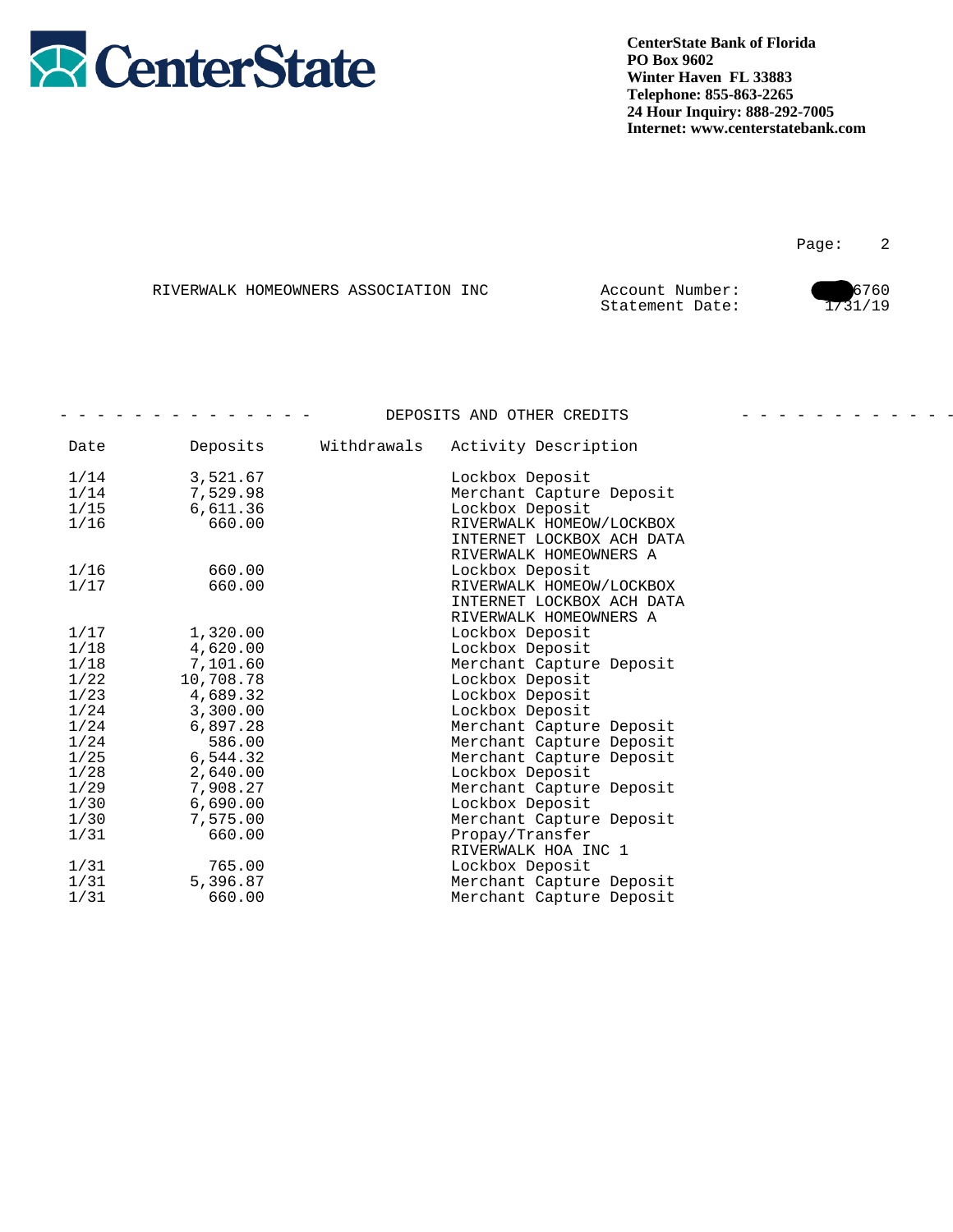CenterState

**CenterState Bank of Florida**
**PO Box 9602**
**Winter Haven FL 33883**
**Telephone: 855-863-2265**
**24 Hour Inquiry: 888-292-7005**
**Internet: www.centerstatebank.com**

RIVERWALK HOMEOWNERS ASSOCIATION INC

Account Number: 6760
Statement Date: 1/31/19

## DEPOSITS AND OTHER CREDITS

| Date | Deposits | Withdrawals | Activity Description |
|---|---|---|---|
| 1/14 | 3,521.67 | | Lockbox Deposit |
| 1/14 | 7,529.98 | | Merchant Capture Deposit |
| 1/15 | 6,611.36 | | Lockbox Deposit |
| 1/16 | 660.00 | | RIVERWALK HOMEOW/LOCKBOX INTERNET LOCKBOX ACH DATA RIVERWALK HOMEOWNERS A |
| 1/16 | 660.00 | | Lockbox Deposit |
| 1/17 | 660.00 | | RIVERWALK HOMEOW/LOCKBOX INTERNET LOCKBOX ACH DATA RIVERWALK HOMEOWNERS A |
| 1/17 | 1,320.00 | | Lockbox Deposit |
| 1/18 | 4,620.00 | | Lockbox Deposit |
| 1/18 | 7,101.60 | | Merchant Capture Deposit |
| 1/22 | 10,708.78 | | Lockbox Deposit |
| 1/23 | 4,689.32 | | Lockbox Deposit |
| 1/24 | 3,300.00 | | Lockbox Deposit |
| 1/24 | 6,897.28 | | Merchant Capture Deposit |
| 1/24 | 586.00 | | Merchant Capture Deposit |
| 1/25 | 6,544.32 | | Merchant Capture Deposit |
| 1/28 | 2,640.00 | | Lockbox Deposit |
| 1/29 | 7,908.27 | | Merchant Capture Deposit |
| 1/30 | 6,690.00 | | Lockbox Deposit |
| 1/30 | 7,575.00 | | Merchant Capture Deposit |
| 1/31 | 660.00 | | Propay/Transfer RIVERWALK HOA INC 1 |
| 1/31 | 765.00 | | Lockbox Deposit |
| 1/31 | 5,396.87 | | Merchant Capture Deposit |
| 1/31 | 660.00 | | Merchant Capture Deposit |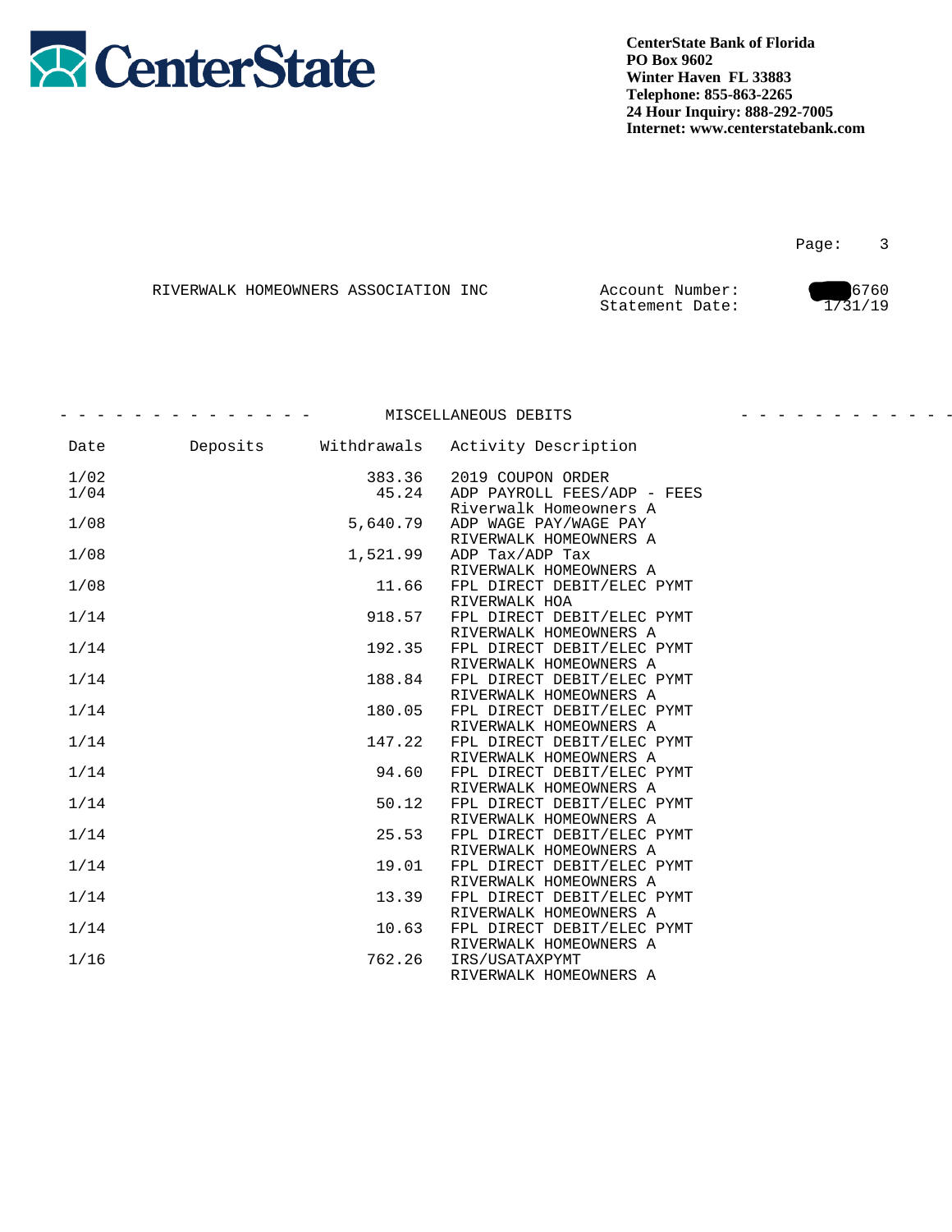**CenterState Bank of Florida**
**PO Box 9602**
**Winter Haven FL 33883**
**Telephone: 855-863-2265**
**24 Hour Inquiry: 888-292-7005**
**Internet: www.centerstatebank.com**

Page: 3

RIVERWALK HOMEOWNERS ASSOCIATION INC

Account Number: 6760
Statement Date: 1/31/19

## MISCELLANEOUS DEBITS

| Date | Deposits | Withdrawals | Activity Description |
|---|---|---|---|
| 1/02 | | 383.36 | 2019 COUPON ORDER |
| 1/04 | | 45.24 | ADP PAYROLL FEES/ADP - FEES Riverwalk Homeowners A |
| 1/08 | | 5,640.79 | ADP WAGE PAY/WAGE PAY RIVERWALK HOMEOWNERS A |
| 1/08 | | 1,521.99 | ADP Tax/ADP Tax RIVERWALK HOMEOWNERS A |
| 1/08 | | 11.66 | FPL DIRECT DEBIT/ELEC PYMT RIVERWALK HOA |
| 1/14 | | 918.57 | FPL DIRECT DEBIT/ELEC PYMT RIVERWALK HOMEOWNERS A |
| 1/14 | | 192.35 | FPL DIRECT DEBIT/ELEC PYMT RIVERWALK HOMEOWNERS A |
| 1/14 | | 188.84 | FPL DIRECT DEBIT/ELEC PYMT RIVERWALK HOMEOWNERS A |
| 1/14 | | 180.05 | FPL DIRECT DEBIT/ELEC PYMT RIVERWALK HOMEOWNERS A |
| 1/14 | | 147.22 | FPL DIRECT DEBIT/ELEC PYMT RIVERWALK HOMEOWNERS A |
| 1/14 | | 94.60 | FPL DIRECT DEBIT/ELEC PYMT RIVERWALK HOMEOWNERS A |
| 1/14 | | 50.12 | FPL DIRECT DEBIT/ELEC PYMT RIVERWALK HOMEOWNERS A |
| 1/14 | | 25.53 | FPL DIRECT DEBIT/ELEC PYMT RIVERWALK HOMEOWNERS A |
| 1/14 | | 19.01 | FPL DIRECT DEBIT/ELEC PYMT RIVERWALK HOMEOWNERS A |
| 1/14 | | 13.39 | FPL DIRECT DEBIT/ELEC PYMT RIVERWALK HOMEOWNERS A |
| 1/14 | | 10.63 | FPL DIRECT DEBIT/ELEC PYMT RIVERWALK HOMEOWNERS A |
| 1/16 | | 762.26 | IRS/USATAXPYMT RIVERWALK HOMEOWNERS A |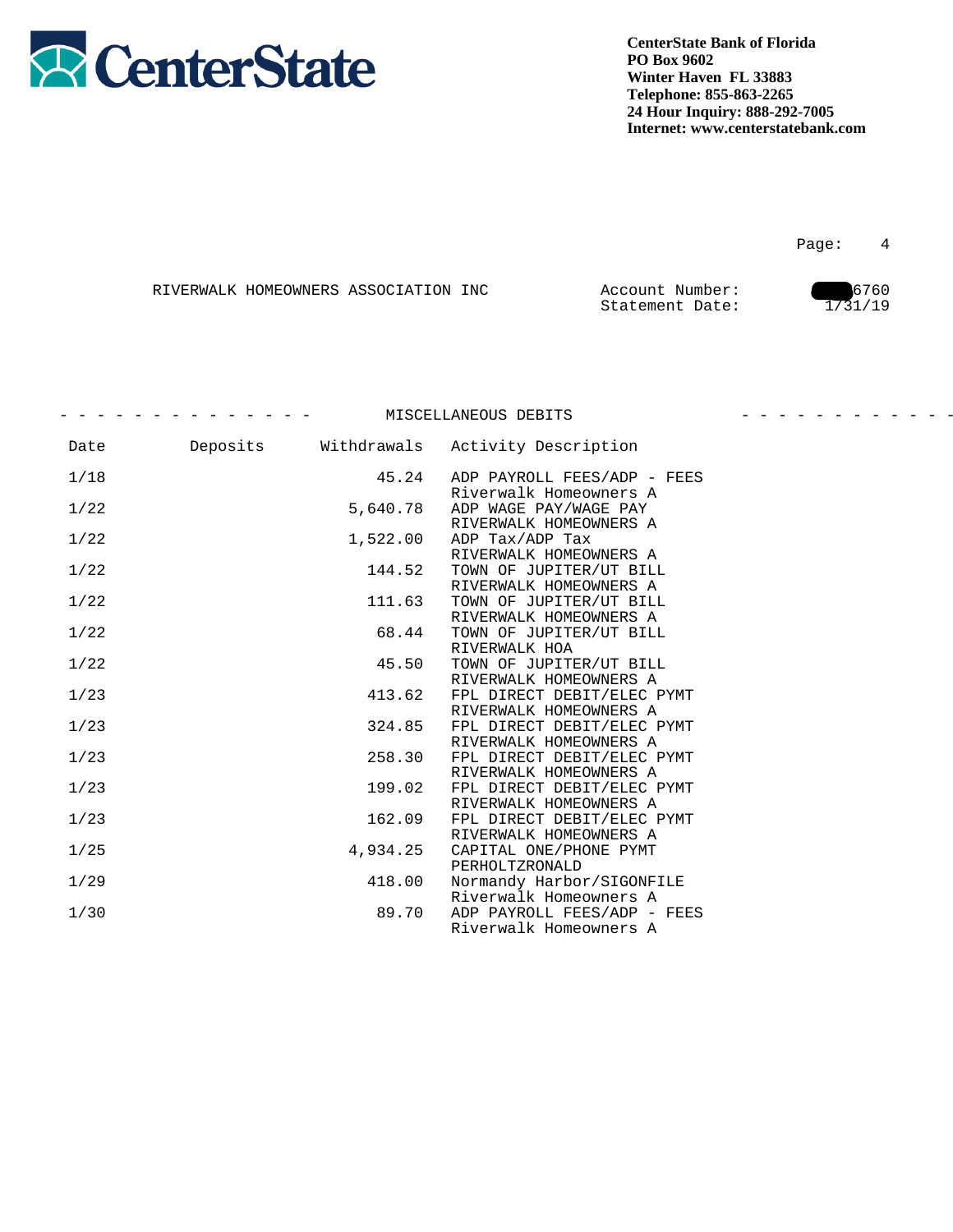**CenterState Bank of Florida**
**PO Box 9602**
**Winter Haven FL 33883**
**Telephone: 855-863-2265**
**24 Hour Inquiry: 888-292-7005**
**Internet: www.centerstatebank.com**

RIVERWALK HOMEOWNERS ASSOCIATION INC

Account Number: 6760
Statement Date: 1/31/19

## MISCELLANEOUS DEBITS

| Date | Deposits | Withdrawals | Activity Description |
|---|---|---|---|
| 1/18 | | 45.24 | ADP PAYROLL FEES/ADP - FEES Riverwalk Homeowners A |
| 1/22 | | 5,640.78 | ADP WAGE PAY/WAGE PAY RIVERWALK HOMEOWNERS A |
| 1/22 | | 1,522.00 | ADP Tax/ADP Tax RIVERWALK HOMEOWNERS A |
| 1/22 | | 144.52 | TOWN OF JUPITER/UT BILL RIVERWALK HOMEOWNERS A |
| 1/22 | | 111.63 | TOWN OF JUPITER/UT BILL RIVERWALK HOMEOWNERS A |
| 1/22 | | 68.44 | TOWN OF JUPITER/UT BILL RIVERWALK HOA |
| 1/22 | | 45.50 | TOWN OF JUPITER/UT BILL RIVERWALK HOMEOWNERS A |
| 1/23 | | 413.62 | FPL DIRECT DEBIT/ELEC PYMT RIVERWALK HOMEOWNERS A |
| 1/23 | | 324.85 | FPL DIRECT DEBIT/ELEC PYMT RIVERWALK HOMEOWNERS A |
| 1/23 | | 258.30 | FPL DIRECT DEBIT/ELEC PYMT RIVERWALK HOMEOWNERS A |
| 1/23 | | 199.02 | FPL DIRECT DEBIT/ELEC PYMT RIVERWALK HOMEOWNERS A |
| 1/23 | | 162.09 | FPL DIRECT DEBIT/ELEC PYMT RIVERWALK HOMEOWNERS A |
| 1/25 | | 4,934.25 | CAPITAL ONE/PHONE PYMT PERHOLTZRONALD |
| 1/29 | | 418.00 | Normandy Harbor/SIGONFILE Riverwalk Homeowners A |
| 1/30 | | 89.70 | ADP PAYROLL FEES/ADP - FEES Riverwalk Homeowners A |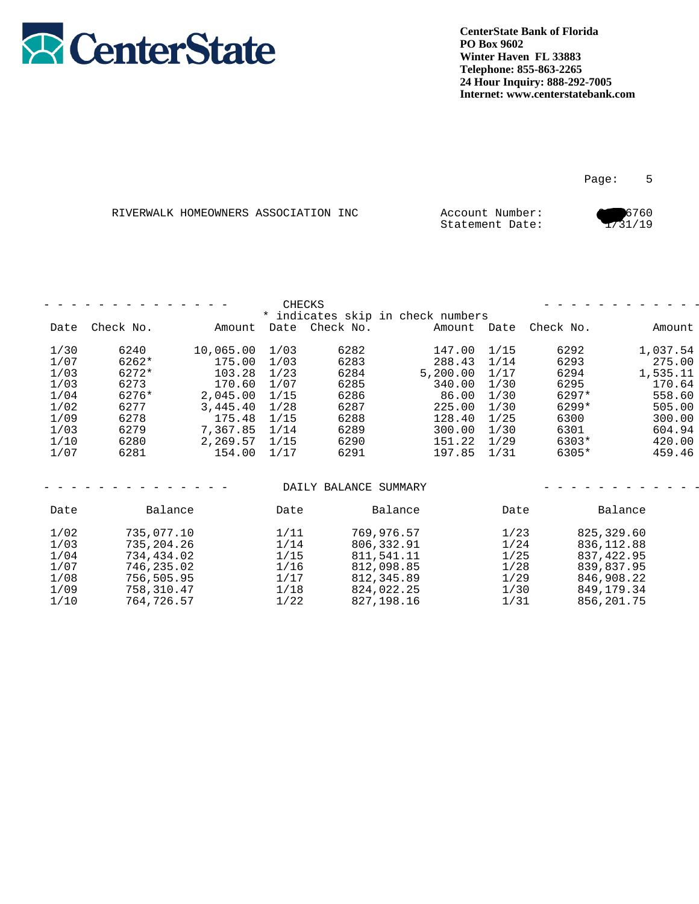CenterState

**CenterState Bank of Florida**
**PO Box 9602**
**Winter Haven FL 33883**
**Telephone: 855-863-2265**
**24 Hour Inquiry: 888-292-7005**
**Internet: www.centerstatebank.com**

Page: 5

RIVERWALK HOMEOWNERS ASSOCIATION INC

Account Number: 6760
Statement Date: 1/31/19

## CHECKS

\* indicates skip in check numbers

| Date | Check No. | Amount | Date | Check No. | Amount | Date | Check No. | Amount |
|---|---|---|---|---|---|---|---|---|
| 1/30 | 6240 | 10,065.00 | 1/03 | 6282 | 147.00 | 1/15 | 6292 | 1,037.54 |
| 1/07 | 6262* | 175.00 | 1/03 | 6283 | 288.43 | 1/14 | 6293 | 275.00 |
| 1/03 | 6272* | 103.28 | 1/23 | 6284 | 5,200.00 | 1/17 | 6294 | 1,535.11 |
| 1/03 | 6273 | 170.60 | 1/07 | 6285 | 340.00 | 1/30 | 6295 | 170.64 |
| 1/04 | 6276* | 2,045.00 | 1/15 | 6286 | 86.00 | 1/30 | 6297* | 558.60 |
| 1/02 | 6277 | 3,445.40 | 1/28 | 6287 | 225.00 | 1/30 | 6299* | 505.00 |
| 1/09 | 6278 | 175.48 | 1/15 | 6288 | 128.40 | 1/25 | 6300 | 300.00 |
| 1/03 | 6279 | 7,367.85 | 1/14 | 6289 | 300.00 | 1/30 | 6301 | 604.94 |
| 1/10 | 6280 | 2,269.57 | 1/15 | 6290 | 151.22 | 1/29 | 6303* | 420.00 |
| 1/07 | 6281 | 154.00 | 1/17 | 6291 | 197.85 | 1/31 | 6305* | 459.46 |

## DAILY BALANCE SUMMARY

| Date | Balance | Date | Balance | Date | Balance |
|---|---|---|---|---|---|
| 1/02 | 735,077.10 | 1/11 | 769,976.57 | 1/23 | 825,329.60 |
| 1/03 | 735,204.26 | 1/14 | 806,332.91 | 1/24 | 836,112.88 |
| 1/04 | 734,434.02 | 1/15 | 811,541.11 | 1/25 | 837,422.95 |
| 1/07 | 746,235.02 | 1/16 | 812,098.85 | 1/28 | 839,837.95 |
| 1/08 | 756,505.95 | 1/17 | 812,345.89 | 1/29 | 846,908.22 |
| 1/09 | 758,310.47 | 1/18 | 824,022.25 | 1/30 | 849,179.34 |
| 1/10 | 764,726.57 | 1/22 | 827,198.16 | 1/31 | 856,201.75 |